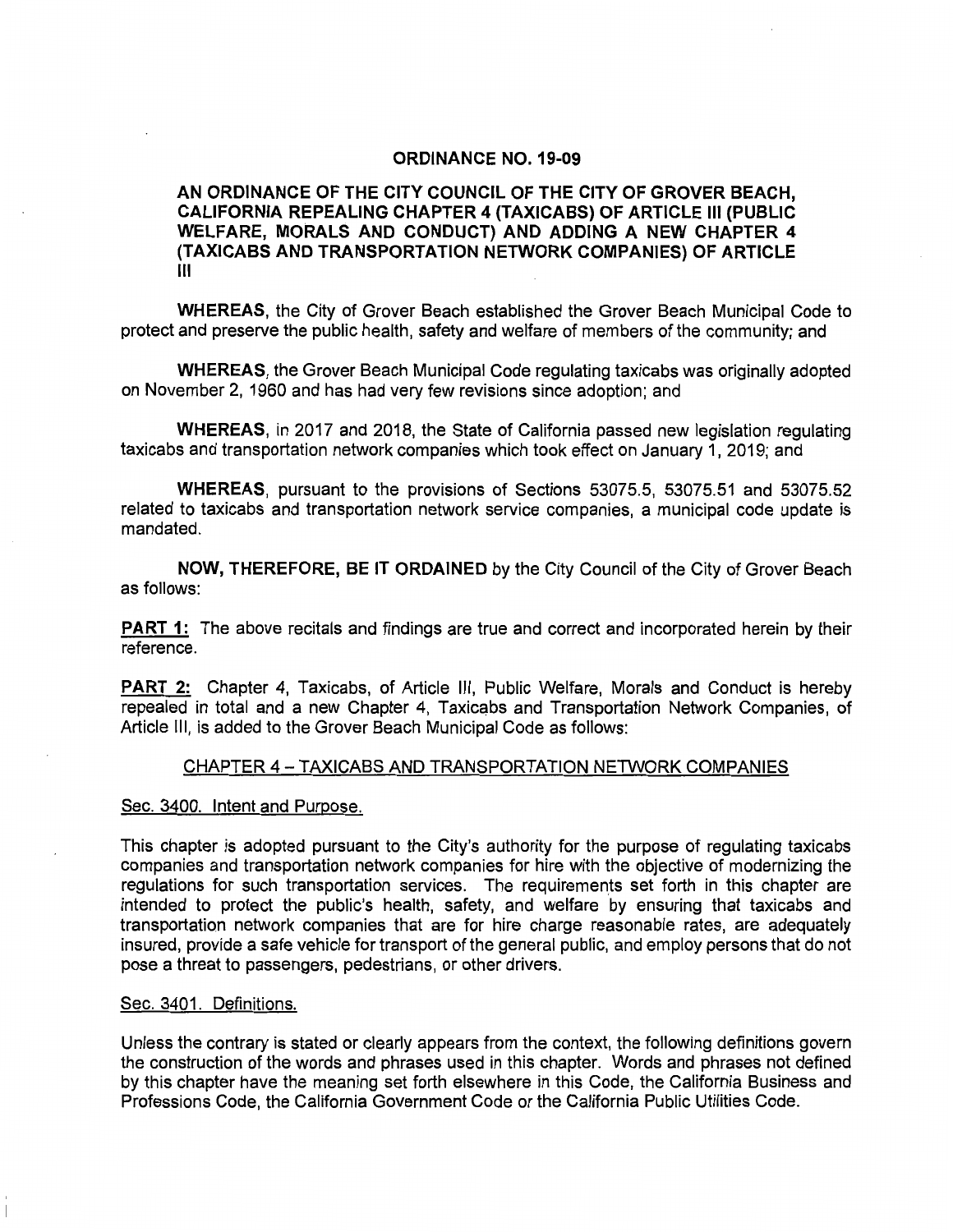# ORDINANCE NO. 19-09

## AN ORDINANCE OF THE CITY COUNCIL OF THE CITY OF GROVER BEACH, CALIFORNIA REPEALING CHAPTER 4 (TAXICABS) OF ARTICLE III (PUBLIC WELFARE, MORALS AND CONDUCT) AND ADDING A NEW CHAPTER 4 (TAXICABS AND TRANSPORTATION NETWORK COMPANIES) OF ARTICLE III

**WHEREAS,** the City of Grover Beach established the Grover Beach Municipal Code to protect and preserve the public health, safety and welfare of members of the community; and

**WHEREAS,** the Grover Beach Municipal Code regulating taxicabs was originally adopted on November 2, 1960 and has had very few revisions since adoption; and

**WHEREAS,** in 2017 and 2018, the State of California passed new legislation regulating taxicabs and transportation network companies which took effect on January 1, 2019; and

**WHEREAS,** pursuant to the provisions of Sections 53075.5, 53075.51 and 53075.52 related to taxicabs and transportation network service companies, a municipal code update is mandated.

**NOW, THEREFORE, BE IT ORDAINED** by the City Council of the City of Grover Beach as follows:

**PART 1:** The above recitals and findings are true and correct and incorporated herein by their reference.

**PART 2:** Chapter 4, Taxicabs, of Article III, Public Welfare, Morals and Conduct is hereby repealed in total and a new Chapter 4, Taxicabs and Transportation Network Companies, of Article III, is added to the Grover Beach Municipal Code as follows:

### CHAPTER 4 – TAXICABS AND TRANSPORTATION NETWORK COMPANIES

#### Sec. 3400. Intent and Purpose.

This chapter is adopted pursuant to the City's authority for the purpose of regulating taxicabs companies and transportation network companies for hire with the objective of modernizing the regulations for such transportation services. The requirements set forth in this chapter are intended to protect the public's health, safety, and welfare by ensuring that taxicabs and transportation network companies that are for hire charge reasonable rates, are adequately insured, provide a safe vehicle for transport of the general public, and employ persons that do not pose a threat to passengers, pedestrians, or other drivers.

#### Sec. 3401. Definitions.

Unless the contrary is stated or clearly appears from the context, the following definitions govern the construction of the words and phrases used in this chapter. Words and phrases not defined by this chapter have the meaning set forth elsewhere in this Code, the California Business and Professions Code, the California Government Code or the California Public Utilities Code.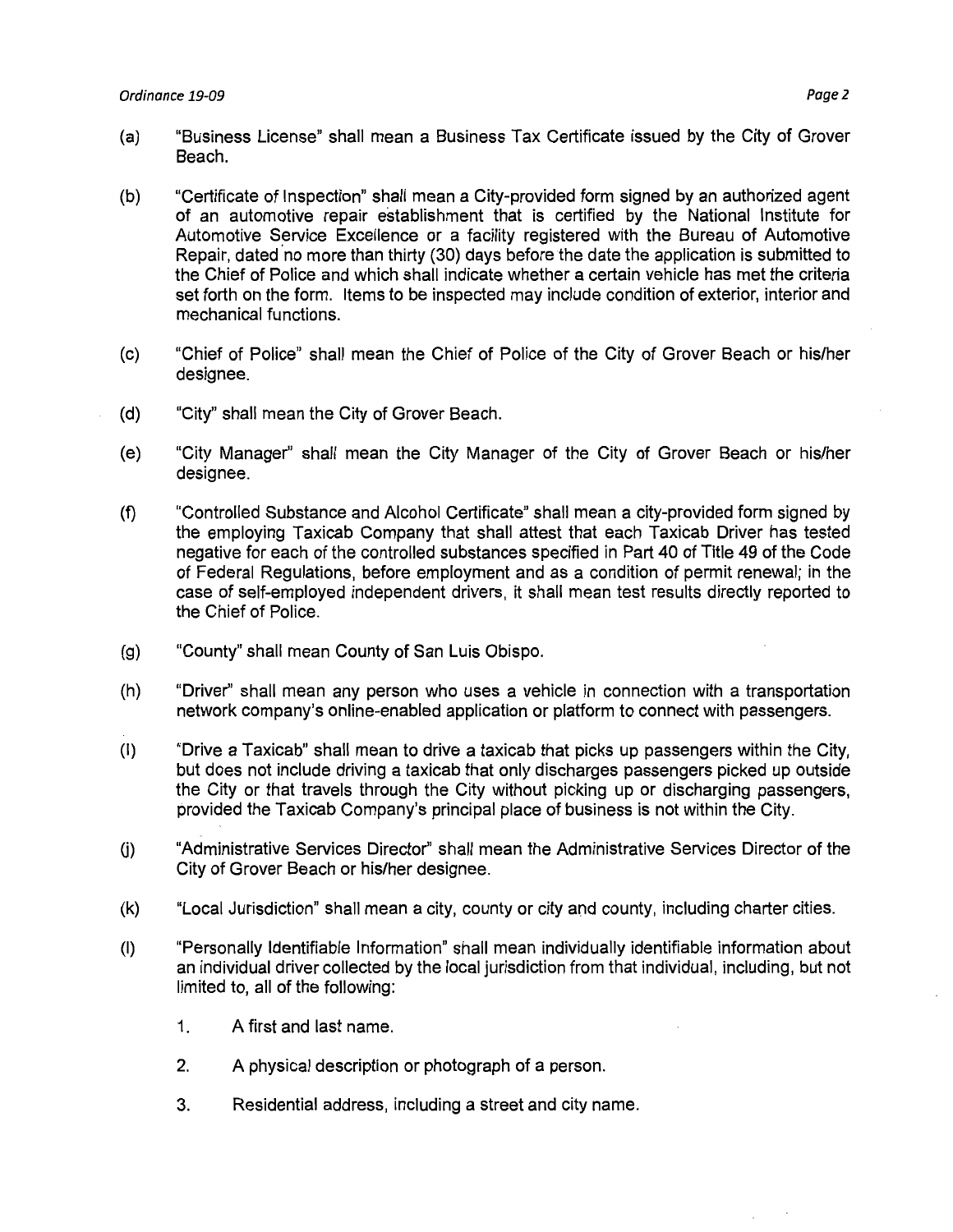(a) "Business License" shall mean a Business Tax Certificate issued by the City of Grover Beach.

(b) "Certificate of Inspection" shall mean a City-provided form signed by an authorized agent of an automotive repair establishment that is certified by the National Institute for Automotive Service Excellence or a facility registered with the Bureau of Automotive Repair, dated no more than thirty (30) days before the date the application is submitted to the Chief of Police and which shall indicate whether a certain vehicle has met the criteria set forth on the form. Items to be inspected may include condition of exterior, interior and mechanical functions.

(c) "Chief of Police" shall mean the Chief of Police of the City of Grover Beach or his/her designee.

(d) "City" shall mean the City of Grover Beach.

(e) "City Manager" shall mean the City Manager of the City of Grover Beach or his/her designee.

(f) "Controlled Substance and Alcohol Certificate" shall mean a city-provided form signed by the employing Taxicab Company that shall attest that each Taxicab Driver has tested negative for each of the controlled substances specified in Part 40 of Title 49 of the Code of Federal Regulations, before employment and as a condition of permit renewal; in the case of self-employed independent drivers, it shall mean test results directly reported to the Chief of Police.

(g) "County" shall mean County of San Luis Obispo.

(h) "Driver" shall mean any person who uses a vehicle in connection with a transportation network company's online-enabled application or platform to connect with passengers.

(I) "Drive a Taxicab" shall mean to drive a taxicab that picks up passengers within the City, but does not include driving a taxicab that only discharges passengers picked up outside the City or that travels through the City without picking up or discharging passengers, provided the Taxicab Company's principal place of business is not within the City.

(j) "Administrative Services Director" shall mean the Administrative Services Director of the City of Grover Beach or his/her designee.

(k) "Local Jurisdiction" shall mean a city, county or city and county, including charter cities.

(l) "Personally Identifiable Information" shall mean individually identifiable information about an individual driver collected by the local jurisdiction from that individual, including, but not limited to, all of the following:

1. A first and last name.

2. A physical description or photograph of a person.

3. Residential address, including a street and city name.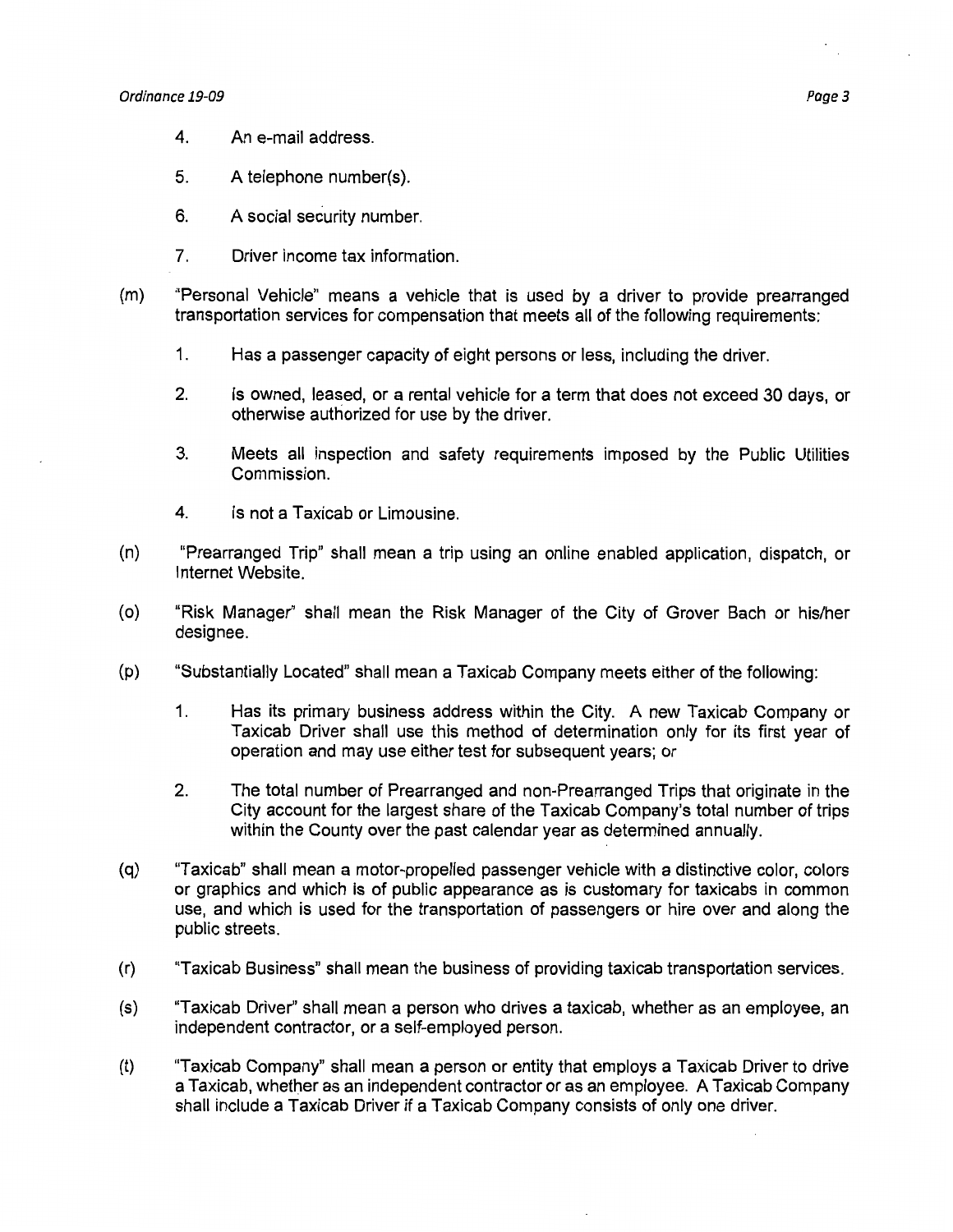4. An e-mail address.

5. A telephone number(s).

6. A social security number.

7. Driver income tax information.

(m) "Personal Vehicle" means a vehicle that is used by a driver to provide prearranged transportation services for compensation that meets all of the following requirements:

1. Has a passenger capacity of eight persons or less, including the driver.

2. Is owned, leased, or a rental vehicle for a term that does not exceed 30 days, or otherwise authorized for use by the driver.

3. Meets all inspection and safety requirements imposed by the Public Utilities Commission.

4. Is not a Taxicab or Limousine.

(n) "Prearranged Trip" shall mean a trip using an online enabled application, dispatch, or Internet Website.

(o) "Risk Manager" shall mean the Risk Manager of the City of Grover Bach or his/her designee.

(p) "Substantially Located" shall mean a Taxicab Company meets either of the following:

1. Has its primary business address within the City. A new Taxicab Company or Taxicab Driver shall use this method of determination only for its first year of operation and may use either test for subsequent years; or

2. The total number of Prearranged and non-Prearranged Trips that originate in the City account for the largest share of the Taxicab Company's total number of trips within the County over the past calendar year as determined annually.

(q) "Taxicab" shall mean a motor-propelled passenger vehicle with a distinctive color, colors or graphics and which is of public appearance as is customary for taxicabs in common use, and which is used for the transportation of passengers or hire over and along the public streets.

(r) "Taxicab Business" shall mean the business of providing taxicab transportation services.

(s) "Taxicab Driver" shall mean a person who drives a taxicab, whether as an employee, an independent contractor, or a self-employed person.

(t) "Taxicab Company" shall mean a person or entity that employs a Taxicab Driver to drive a Taxicab, whether as an independent contractor or as an employee. A Taxicab Company shall include a Taxicab Driver if a Taxicab Company consists of only one driver.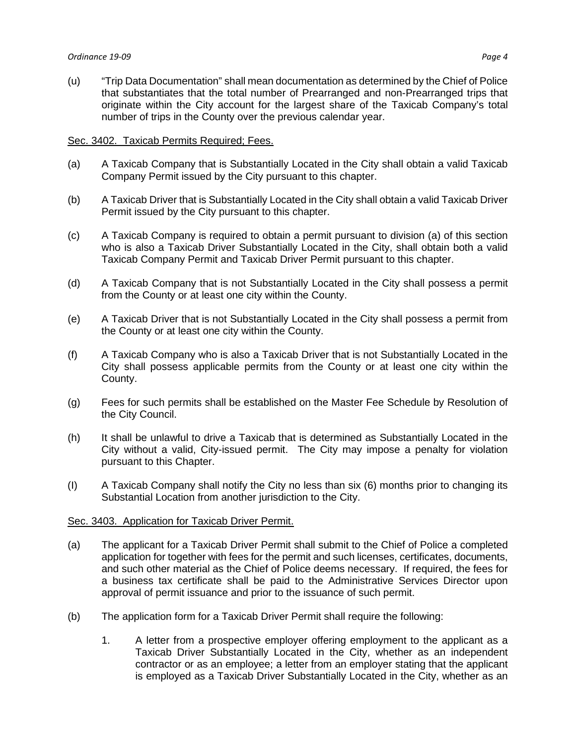(u) "Trip Data Documentation" shall mean documentation as determined by the Chief of Police that substantiates that the total number of Prearranged and non-Prearranged trips that originate within the City account for the largest share of the Taxicab Company's total number of trips in the County over the previous calendar year.

Sec. 3402. Taxicab Permits Required; Fees.

(a) A Taxicab Company that is Substantially Located in the City shall obtain a valid Taxicab Company Permit issued by the City pursuant to this chapter.

(b) A Taxicab Driver that is Substantially Located in the City shall obtain a valid Taxicab Driver Permit issued by the City pursuant to this chapter.

(c) A Taxicab Company is required to obtain a permit pursuant to division (a) of this section who is also a Taxicab Driver Substantially Located in the City, shall obtain both a valid Taxicab Company Permit and Taxicab Driver Permit pursuant to this chapter.

(d) A Taxicab Company that is not Substantially Located in the City shall possess a permit from the County or at least one city within the County.

(e) A Taxicab Driver that is not Substantially Located in the City shall possess a permit from the County or at least one city within the County.

(f) A Taxicab Company who is also a Taxicab Driver that is not Substantially Located in the City shall possess applicable permits from the County or at least one city within the County.

(g) Fees for such permits shall be established on the Master Fee Schedule by Resolution of the City Council.

(h) It shall be unlawful to drive a Taxicab that is determined as Substantially Located in the City without a valid, City-issued permit. The City may impose a penalty for violation pursuant to this Chapter.

(I) A Taxicab Company shall notify the City no less than six (6) months prior to changing its Substantial Location from another jurisdiction to the City.

Sec. 3403. Application for Taxicab Driver Permit.

(a) The applicant for a Taxicab Driver Permit shall submit to the Chief of Police a completed application for together with fees for the permit and such licenses, certificates, documents, and such other material as the Chief of Police deems necessary. If required, the fees for a business tax certificate shall be paid to the Administrative Services Director upon approval of permit issuance and prior to the issuance of such permit.

(b) The application form for a Taxicab Driver Permit shall require the following:

1. A letter from a prospective employer offering employment to the applicant as a Taxicab Driver Substantially Located in the City, whether as an independent contractor or as an employee; a letter from an employer stating that the applicant is employed as a Taxicab Driver Substantially Located in the City, whether as an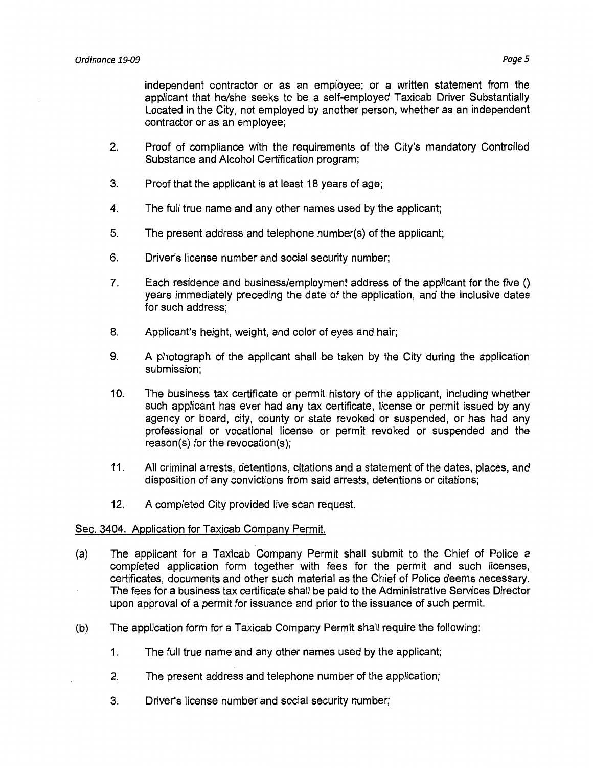independent contractor or as an employee; or a written statement from the applicant that he/she seeks to be a self-employed Taxicab Driver Substantially Located in the City, not employed by another person, whether as an independent contractor or as an employee;

2. Proof of compliance with the requirements of the City's mandatory Controlled Substance and Alcohol Certification program;

3. Proof that the applicant is at least 18 years of age;

4. The full true name and any other names used by the applicant;

5. The present address and telephone number(s) of the applicant;

6. Driver's license number and social security number;

7. Each residence and business/employment address of the applicant for the five () years immediately preceding the date of the application, and the inclusive dates for such address;

8. Applicant's height, weight, and color of eyes and hair;

9. A photograph of the applicant shall be taken by the City during the application submission;

10. The business tax certificate or permit history of the applicant, including whether such applicant has ever had any tax certificate, license or permit issued by any agency or board, city, county or state revoked or suspended, or has had any professional or vocational license or permit revoked or suspended and the reason(s) for the revocation(s);

11. All criminal arrests, detentions, citations and a statement of the dates, places, and disposition of any convictions from said arrests, detentions or citations;

12. A completed City provided live scan request.

Sec. 3404. Application for Taxicab Company Permit.

(a) The applicant for a Taxicab Company Permit shall submit to the Chief of Police a completed application form together with fees for the permit and such licenses, certificates, documents and other such material as the Chief of Police deems necessary. The fees for a business tax certificate shall be paid to the Administrative Services Director upon approval of a permit for issuance and prior to the issuance of such permit.

(b) The application form for a Taxicab Company Permit shall require the following:

1. The full true name and any other names used by the applicant;

2. The present address and telephone number of the application;

3. Driver's license number and social security number;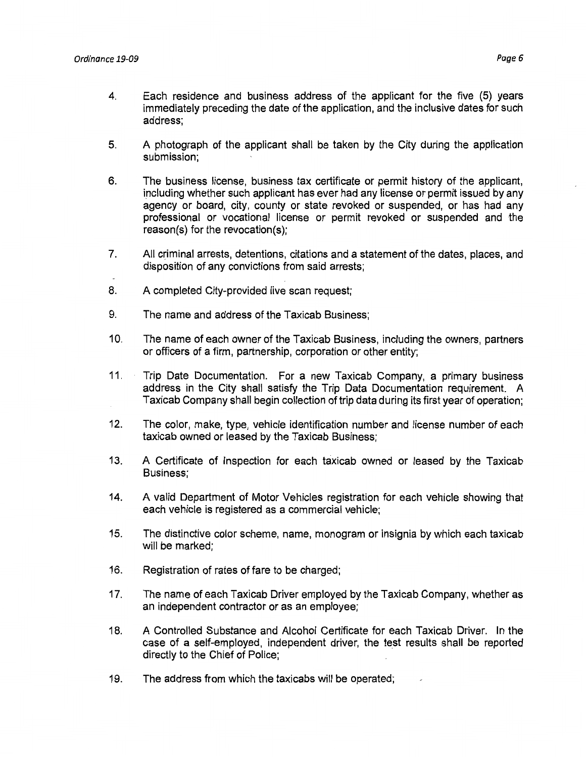4. Each residence and business address of the applicant for the five (5) years immediately preceding the date of the application, and the inclusive dates for such address;

5. A photograph of the applicant shall be taken by the City during the application submission;

6. The business license, business tax certificate or permit history of the applicant, including whether such applicant has ever had any license or permit issued by any agency or board, city, county or state revoked or suspended, or has had any professional or vocational license or permit revoked or suspended and the reason(s) for the revocation(s);

7. All criminal arrests, detentions, citations and a statement of the dates, places, and disposition of any convictions from said arrests;

8. A completed City-provided live scan request;

9. The name and address of the Taxicab Business;

10. The name of each owner of the Taxicab Business, including the owners, partners or officers of a firm, partnership, corporation or other entity;

11. Trip Date Documentation. For a new Taxicab Company, a primary business address in the City shall satisfy the Trip Data Documentation requirement. A Taxicab Company shall begin collection of trip data during its first year of operation;

12. The color, make, type, vehicle identification number and license number of each taxicab owned or leased by the Taxicab Business;

13. A Certificate of Inspection for each taxicab owned or leased by the Taxicab Business;

14. A valid Department of Motor Vehicles registration for each vehicle showing that each vehicle is registered as a commercial vehicle;

15. The distinctive color scheme, name, monogram or insignia by which each taxicab will be marked;

16. Registration of rates of fare to be charged;

17. The name of each Taxicab Driver employed by the Taxicab Company, whether as an independent contractor or as an employee;

18. A Controlled Substance and Alcohol Certificate for each Taxicab Driver. In the case of a self-employed, independent driver, the test results shall be reported directly to the Chief of Police;

19. The address from which the taxicabs will be operated;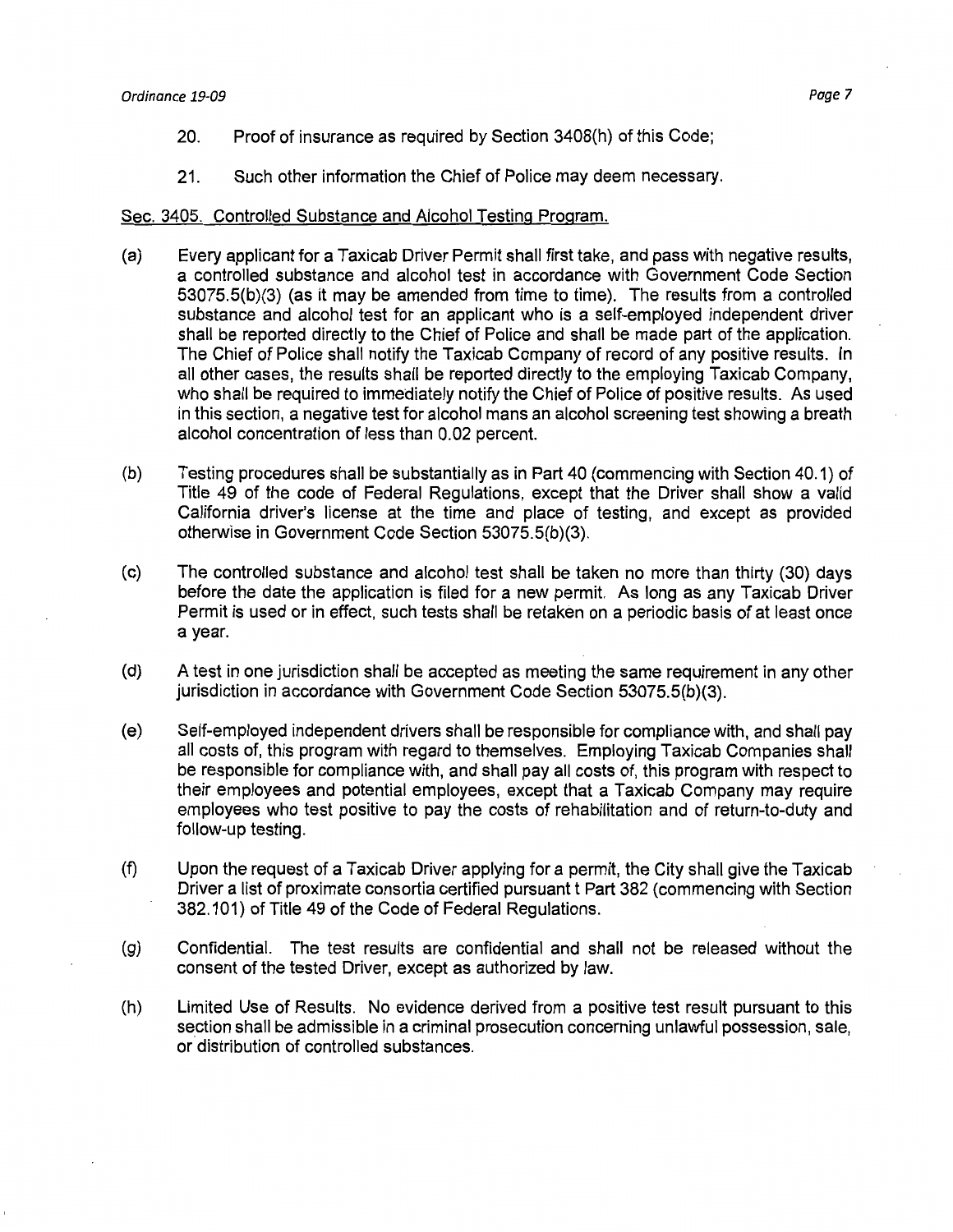20. Proof of insurance as required by Section 3408(h) of this Code;

21. Such other information the Chief of Police may deem necessary.

Sec. 3405. Controlled Substance and Alcohol Testing Program.

(a) Every applicant for a Taxicab Driver Permit shall first take, and pass with negative results, a controlled substance and alcohol test in accordance with Government Code Section 53075.5(b)(3) (as it may be amended from time to time). The results from a controlled substance and alcohol test for an applicant who is a self-employed independent driver shall be reported directly to the Chief of Police and shall be made part of the application. The Chief of Police shall notify the Taxicab Company of record of any positive results. In all other cases, the results shall be reported directly to the employing Taxicab Company, who shall be required to immediately notify the Chief of Police of positive results. As used in this section, a negative test for alcohol mans an alcohol screening test showing a breath alcohol concentration of less than 0.02 percent.

(b) Testing procedures shall be substantially as in Part 40 (commencing with Section 40.1) of Title 49 of the code of Federal Regulations, except that the Driver shall show a valid California driver's license at the time and place of testing, and except as provided otherwise in Government Code Section 53075.5(b)(3).

(c) The controlled substance and alcohol test shall be taken no more than thirty (30) days before the date the application is filed for a new permit. As long as any Taxicab Driver Permit is used or in effect, such tests shall be retaken on a periodic basis of at least once a year.

(d) A test in one jurisdiction shall be accepted as meeting the same requirement in any other jurisdiction in accordance with Government Code Section 53075.5(b)(3).

(e) Self-employed independent drivers shall be responsible for compliance with, and shall pay all costs of, this program with regard to themselves. Employing Taxicab Companies shall be responsible for compliance with, and shall pay all costs of, this program with respect to their employees and potential employees, except that a Taxicab Company may require employees who test positive to pay the costs of rehabilitation and of return-to-duty and follow-up testing.

(f) Upon the request of a Taxicab Driver applying for a permit, the City shall give the Taxicab Driver a list of proximate consortia certified pursuant t Part 382 (commencing with Section 382.101) of Title 49 of the Code of Federal Regulations.

(g) Confidential. The test results are confidential and shall not be released without the consent of the tested Driver, except as authorized by law.

(h) Limited Use of Results. No evidence derived from a positive test result pursuant to this section shall be admissible in a criminal prosecution concerning unlawful possession, sale, or distribution of controlled substances.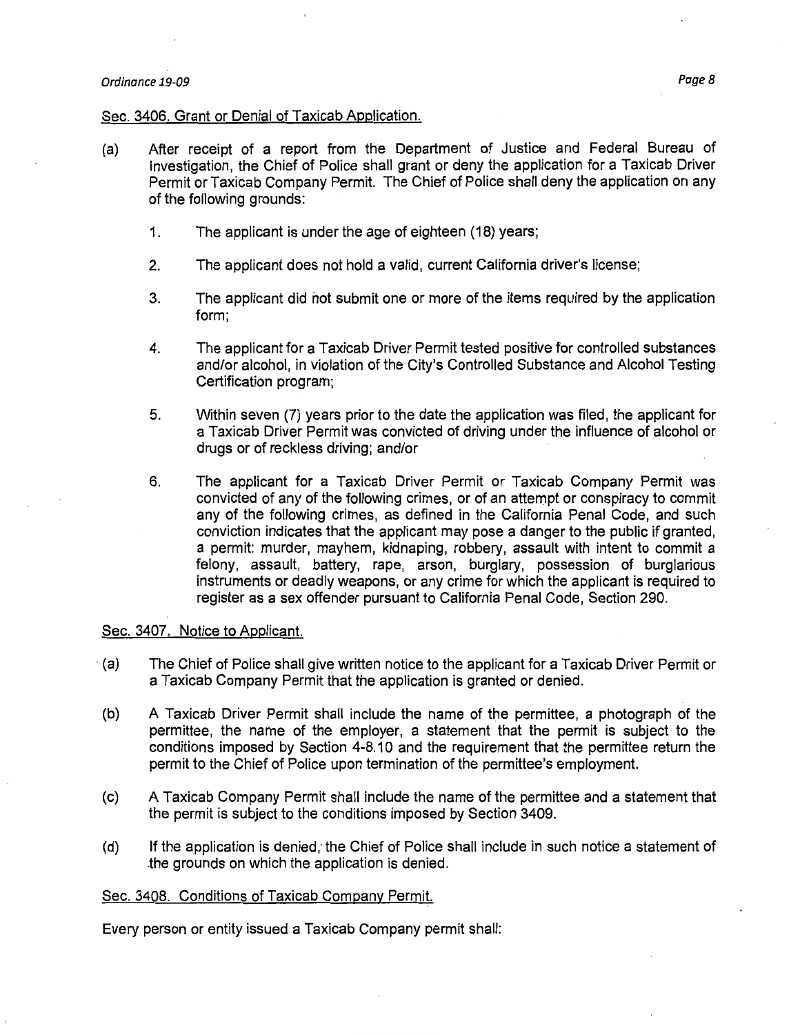Sec. 3406. Grant or Denial of Taxicab Application.

(a) After receipt of a report from the Department of Justice and Federal Bureau of Investigation, the Chief of Police shall grant or deny the application for a Taxicab Driver Permit or Taxicab Company Permit. The Chief of Police shall deny the application on any of the following grounds:

1. The applicant is under the age of eighteen (18) years;

2. The applicant does not hold a valid, current California driver's license;

3. The applicant did not submit one or more of the items required by the application form;

4. The applicant for a Taxicab Driver Permit tested positive for controlled substances and/or alcohol, in violation of the City's Controlled Substance and Alcohol Testing Certification program;

5. Within seven (7) years prior to the date the application was filed, the applicant for a Taxicab Driver Permit was convicted of driving under the influence of alcohol or drugs or of reckless driving; and/or

6. The applicant for a Taxicab Driver Permit or Taxicab Company Permit was convicted of any of the following crimes, or of an attempt or conspiracy to commit any of the following crimes, as defined in the California Penal Code, and such conviction indicates that the applicant may pose a danger to the public if granted, a permit: murder, mayhem, kidnaping, robbery, assault with intent to commit a felony, assault, battery, rape, arson, burglary, possession of burglarious instruments or deadly weapons, or any crime for which the applicant is required to register as a sex offender pursuant to California Penal Code, Section 290.

Sec. 3407. Notice to Applicant.

(a) The Chief of Police shall give written notice to the applicant for a Taxicab Driver Permit or a Taxicab Company Permit that the application is granted or denied.

(b) A Taxicab Driver Permit shall include the name of the permittee, a photograph of the permittee, the name of the employer, a statement that the permit is subject to the conditions imposed by Section 4-8.10 and the requirement that the permittee return the permit to the Chief of Police upon termination of the permittee's employment.

(c) A Taxicab Company Permit shall include the name of the permittee and a statement that the permit is subject to the conditions imposed by Section 3409.

(d) If the application is denied, the Chief of Police shall include in such notice a statement of the grounds on which the application is denied.

Sec. 3408. Conditions of Taxicab Company Permit.

Every person or entity issued a Taxicab Company permit shall: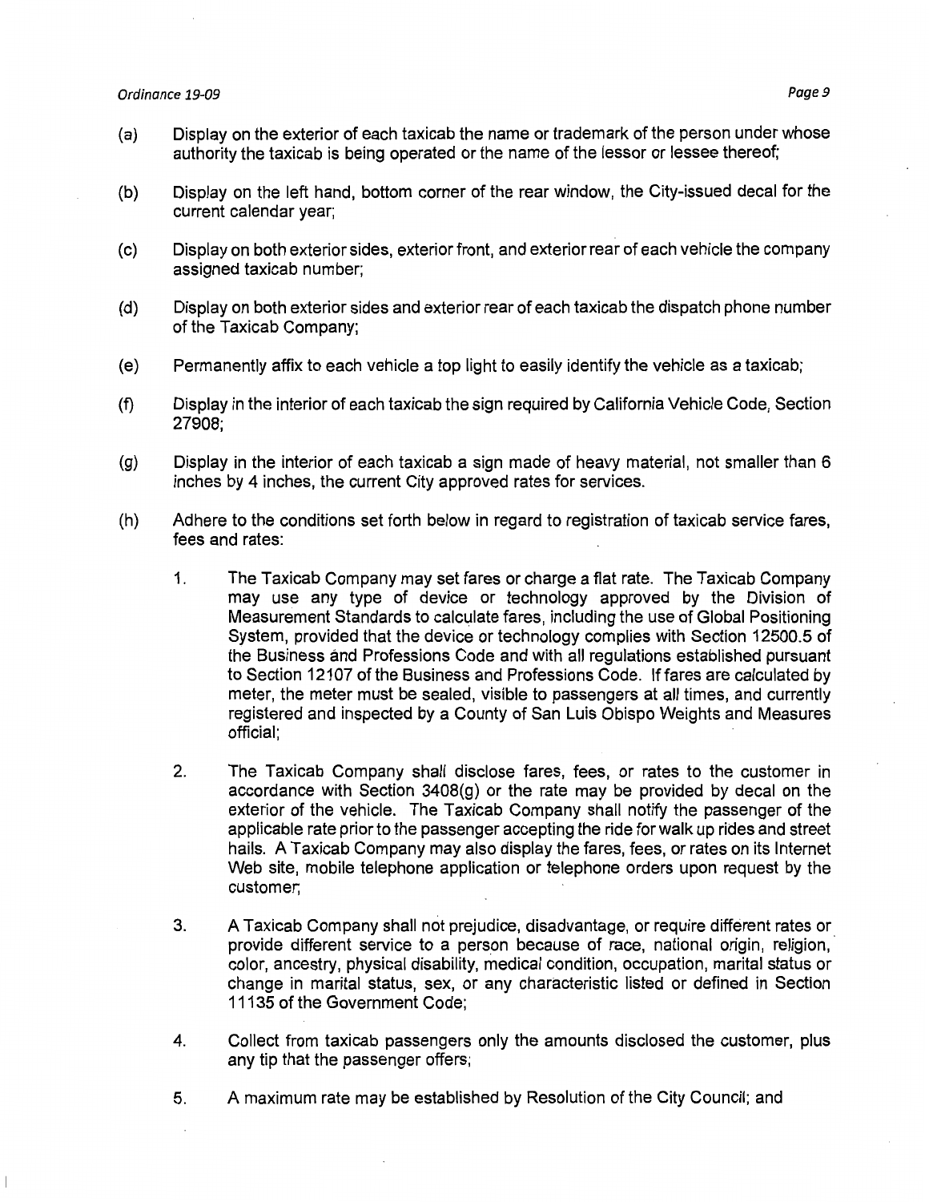(a) Display on the exterior of each taxicab the name or trademark of the person under whose authority the taxicab is being operated or the name of the lessor or lessee thereof;

(b) Display on the left hand, bottom corner of the rear window, the City-issued decal for the current calendar year;

(c) Display on both exterior sides, exterior front, and exterior rear of each vehicle the company assigned taxicab number;

(d) Display on both exterior sides and exterior rear of each taxicab the dispatch phone number of the Taxicab Company;

(e) Permanently affix to each vehicle a top light to easily identify the vehicle as a taxicab;

(f) Display in the interior of each taxicab the sign required by California Vehicle Code, Section 27908;

(g) Display in the interior of each taxicab a sign made of heavy material, not smaller than 6 inches by 4 inches, the current City approved rates for services.

(h) Adhere to the conditions set forth below in regard to registration of taxicab service fares, fees and rates:

1. The Taxicab Company may set fares or charge a flat rate. The Taxicab Company may use any type of device or technology approved by the Division of Measurement Standards to calculate fares, including the use of Global Positioning System, provided that the device or technology complies with Section 12500.5 of the Business and Professions Code and with all regulations established pursuant to Section 12107 of the Business and Professions Code. If fares are calculated by meter, the meter must be sealed, visible to passengers at all times, and currently registered and inspected by a County of San Luis Obispo Weights and Measures official;

2. The Taxicab Company shall disclose fares, fees, or rates to the customer in accordance with Section 3408(g) or the rate may be provided by decal on the exterior of the vehicle. The Taxicab Company shall notify the passenger of the applicable rate prior to the passenger accepting the ride for walk up rides and street hails. A Taxicab Company may also display the fares, fees, or rates on its Internet Web site, mobile telephone application or telephone orders upon request by the customer;

3. A Taxicab Company shall not prejudice, disadvantage, or require different rates or provide different service to a person because of race, national origin, religion, color, ancestry, physical disability, medical condition, occupation, marital status or change in marital status, sex, or any characteristic listed or defined in Section 11135 of the Government Code;

4. Collect from taxicab passengers only the amounts disclosed the customer, plus any tip that the passenger offers;

5. A maximum rate may be established by Resolution of the City Council; and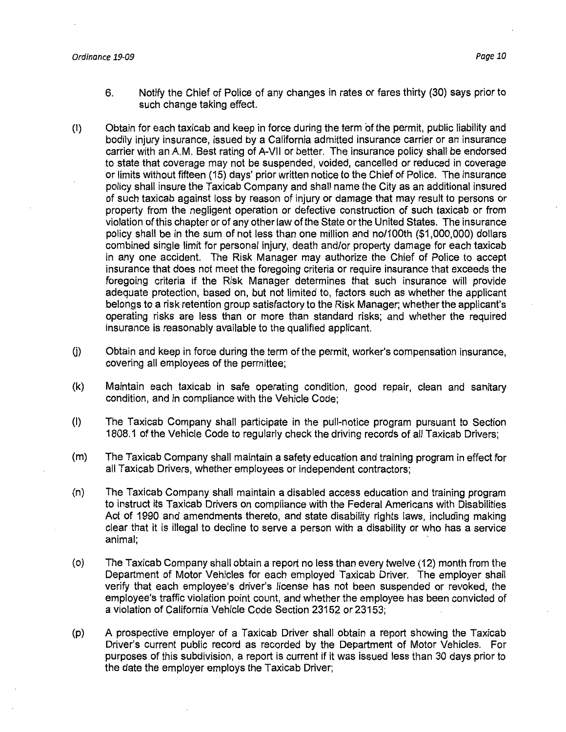6. Notify the Chief of Police of any changes in rates or fares thirty (30) says prior to such change taking effect.

(I) Obtain for each taxicab and keep in force during the term of the permit, public liability and bodily injury insurance, issued by a California admitted insurance carrier or an insurance carrier with an A.M. Best rating of A-VII or better. The insurance policy shall be endorsed to state that coverage may not be suspended, voided, cancelled or reduced in coverage or limits without fifteen (15) days' prior written notice to the Chief of Police. The insurance policy shall insure the Taxicab Company and shall name the City as an additional insured of such taxicab against loss by reason of injury or damage that may result to persons or property from the negligent operation or defective construction of such taxicab or from violation of this chapter or of any other law of the State or the United States. The insurance policy shall be in the sum of not less than one million and no/100th ($1,000,000) dollars combined single limit for personal injury, death and/or property damage for each taxicab in any one accident. The Risk Manager may authorize the Chief of Police to accept insurance that does not meet the foregoing criteria or require insurance that exceeds the foregoing criteria if the Risk Manager determines that such insurance will provide adequate protection, based on, but not limited to, factors such as whether the applicant belongs to a risk retention group satisfactory to the Risk Manager; whether the applicant's operating risks are less than or more than standard risks; and whether the required insurance is reasonably available to the qualified applicant.

(j) Obtain and keep in force during the term of the permit, worker's compensation insurance, covering all employees of the permittee;

(k) Maintain each taxicab in safe operating condition, good repair, clean and sanitary condition, and in compliance with the Vehicle Code;

(l) The Taxicab Company shall participate in the pull-notice program pursuant to Section 1808.1 of the Vehicle Code to regularly check the driving records of all Taxicab Drivers;

(m) The Taxicab Company shall maintain a safety education and training program in effect for all Taxicab Drivers, whether employees or independent contractors;

(n) The Taxicab Company shall maintain a disabled access education and training program to instruct its Taxicab Drivers on compliance with the Federal Americans with Disabilities Act of 1990 and amendments thereto, and state disability rights laws, including making clear that it is illegal to decline to serve a person with a disability or who has a service animal;

(o) The Taxicab Company shall obtain a report no less than every twelve (12) month from the Department of Motor Vehicles for each employed Taxicab Driver. The employer shall verify that each employee's driver's license has not been suspended or revoked, the employee's traffic violation point count, and whether the employee has been convicted of a violation of California Vehicle Code Section 23152 or 23153;

(p) A prospective employer of a Taxicab Driver shall obtain a report showing the Taxicab Driver's current public record as recorded by the Department of Motor Vehicles. For purposes of this subdivision, a report is current if it was issued less than 30 days prior to the date the employer employs the Taxicab Driver;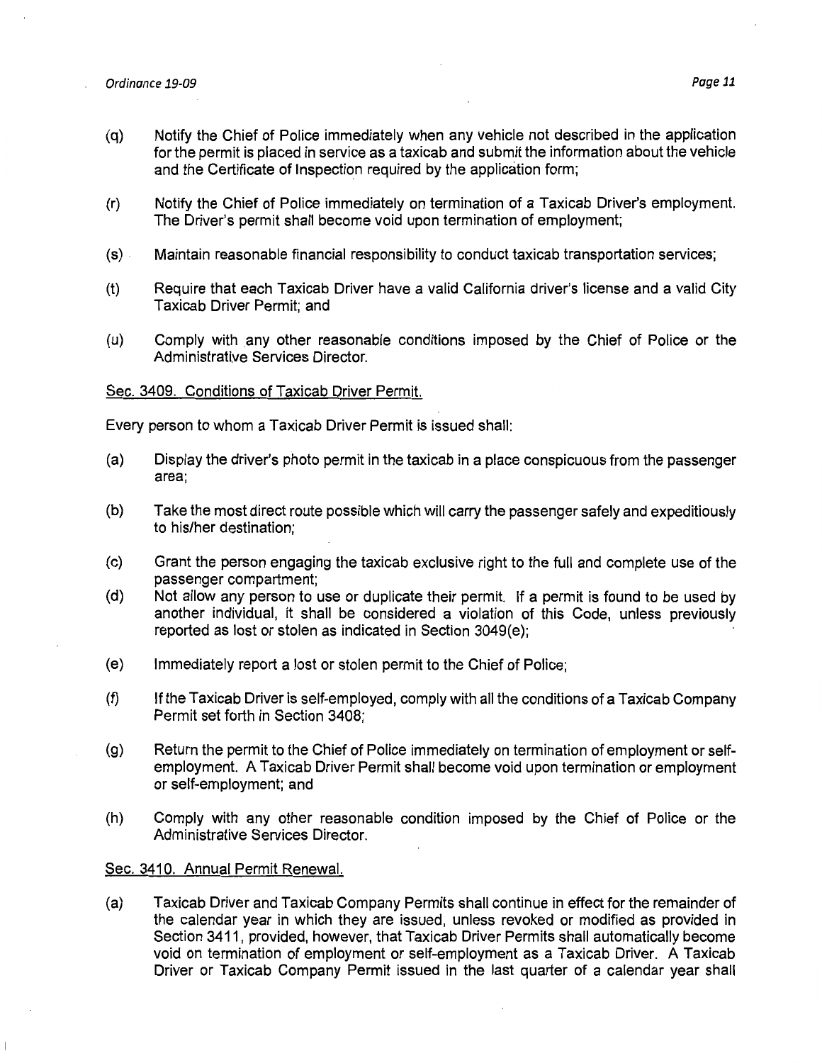- (q) Notify the Chief of Police immediately when any vehicle not described in the application for the permit is placed in service as a taxicab and submit the information about the vehicle and the Certificate of Inspection required by the application form;

- (r) Notify the Chief of Police immediately on termination of a Taxicab Driver's employment. The Driver's permit shall become void upon termination of employment;

- (s) Maintain reasonable financial responsibility to conduct taxicab transportation services;

- (t) Require that each Taxicab Driver have a valid California driver's license and a valid City Taxicab Driver Permit; and

- (u) Comply with any other reasonable conditions imposed by the Chief of Police or the Administrative Services Director.

Sec. 3409. Conditions of Taxicab Driver Permit.

Every person to whom a Taxicab Driver Permit is issued shall:

- (a) Display the driver's photo permit in the taxicab in a place conspicuous from the passenger area;

- (b) Take the most direct route possible which will carry the passenger safely and expeditiously to his/her destination;

- (c) Grant the person engaging the taxicab exclusive right to the full and complete use of the passenger compartment;
- (d) Not allow any person to use or duplicate their permit. If a permit is found to be used by another individual, it shall be considered a violation of this Code, unless previously reported as lost or stolen as indicated in Section 3049(e);

- (e) Immediately report a lost or stolen permit to the Chief of Police;

- (f) If the Taxicab Driver is self-employed, comply with all the conditions of a Taxicab Company Permit set forth in Section 3408;

- (g) Return the permit to the Chief of Police immediately on termination of employment or self-employment. A Taxicab Driver Permit shall become void upon termination or employment or self-employment; and

- (h) Comply with any other reasonable condition imposed by the Chief of Police or the Administrative Services Director.

Sec. 3410. Annual Permit Renewal.

- (a) Taxicab Driver and Taxicab Company Permits shall continue in effect for the remainder of the calendar year in which they are issued, unless revoked or modified as provided in Section 3411, provided, however, that Taxicab Driver Permits shall automatically become void on termination of employment or self-employment as a Taxicab Driver. A Taxicab Driver or Taxicab Company Permit issued in the last quarter of a calendar year shall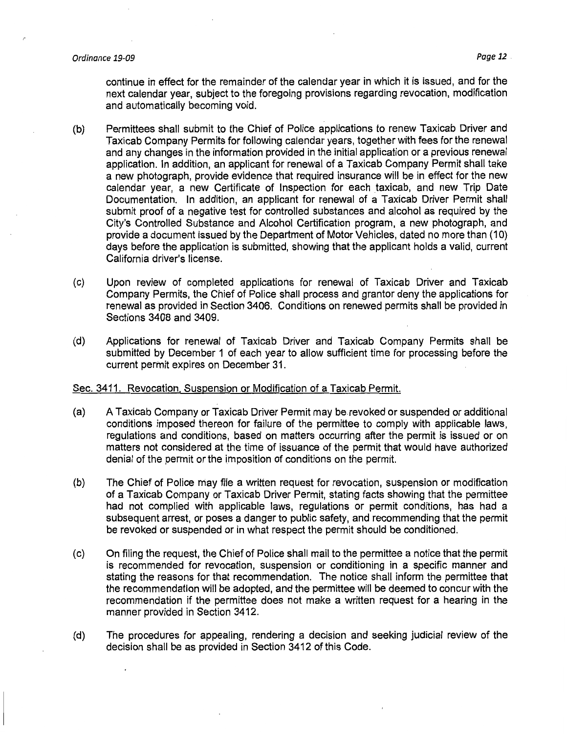continue in effect for the remainder of the calendar year in which it is issued, and for the next calendar year, subject to the foregoing provisions regarding revocation, modification and automatically becoming void.

(b) Permittees shall submit to the Chief of Police applications to renew Taxicab Driver and Taxicab Company Permits for following calendar years, together with fees for the renewal and any changes in the information provided in the initial application or a previous renewal application. In addition, an applicant for renewal of a Taxicab Company Permit shall take a new photograph, provide evidence that required insurance will be in effect for the new calendar year, a new Certificate of Inspection for each taxicab, and new Trip Date Documentation. In addition, an applicant for renewal of a Taxicab Driver Permit shall submit proof of a negative test for controlled substances and alcohol as required by the City's Controlled Substance and Alcohol Certification program, a new photograph, and provide a document issued by the Department of Motor Vehicles, dated no more than (10) days before the application is submitted, showing that the applicant holds a valid, current California driver's license.

(c) Upon review of completed applications for renewal of Taxicab Driver and Taxicab Company Permits, the Chief of Police shall process and grantor deny the applications for renewal as provided in Section 3406. Conditions on renewed permits shall be provided in Sections 3408 and 3409.

(d) Applications for renewal of Taxicab Driver and Taxicab Company Permits shall be submitted by December 1 of each year to allow sufficient time for processing before the current permit expires on December 31.

Sec. 3411. Revocation, Suspension or Modification of a Taxicab Permit.

(a) A Taxicab Company or Taxicab Driver Permit may be revoked or suspended or additional conditions imposed thereon for failure of the permittee to comply with applicable laws, regulations and conditions, based on matters occurring after the permit is issued or on matters not considered at the time of issuance of the permit that would have authorized denial of the permit or the imposition of conditions on the permit.

(b) The Chief of Police may file a written request for revocation, suspension or modification of a Taxicab Company or Taxicab Driver Permit, stating facts showing that the permittee had not complied with applicable laws, regulations or permit conditions, has had a subsequent arrest, or poses a danger to public safety, and recommending that the permit be revoked or suspended or in what respect the permit should be conditioned.

(c) On filing the request, the Chief of Police shall mail to the permittee a notice that the permit is recommended for revocation, suspension or conditioning in a specific manner and stating the reasons for that recommendation. The notice shall inform the permittee that the recommendation will be adopted, and the permittee will be deemed to concur with the recommendation if the permittee does not make a written request for a hearing in the manner provided in Section 3412.

(d) The procedures for appealing, rendering a decision and seeking judicial review of the decision shall be as provided in Section 3412 of this Code.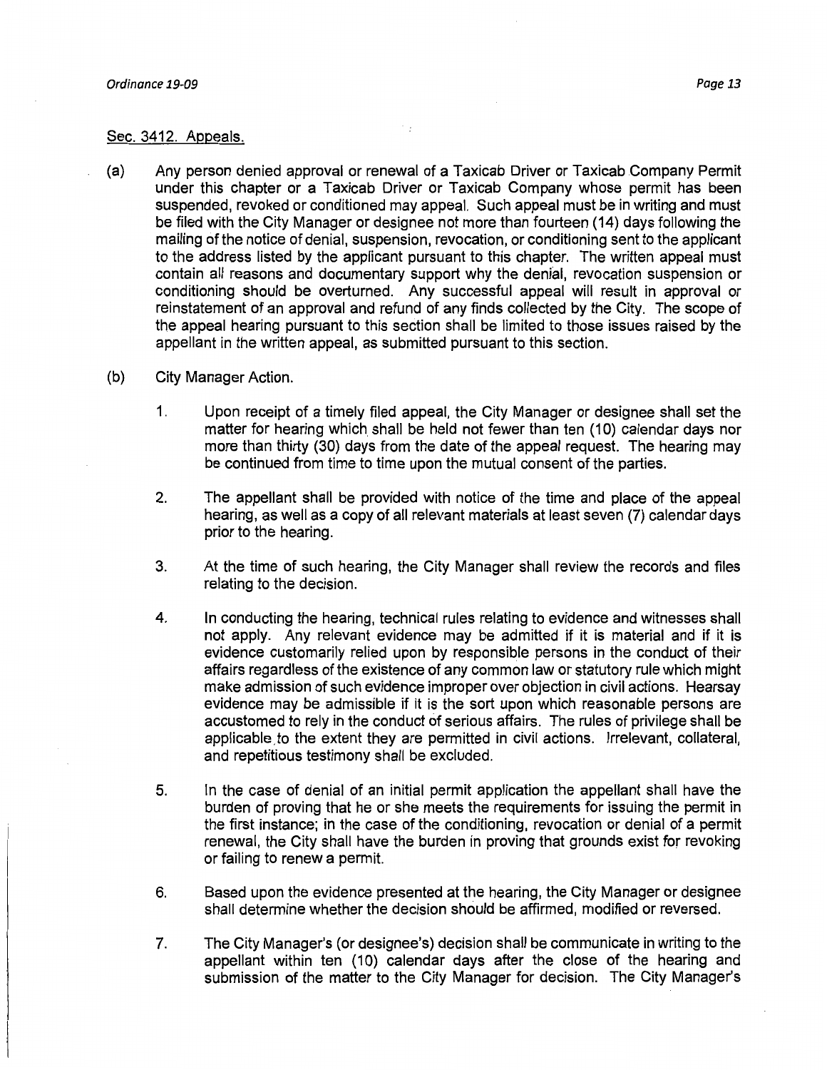Sec. 3412. Appeals.

(a) Any person denied approval or renewal of a Taxicab Driver or Taxicab Company Permit under this chapter or a Taxicab Driver or Taxicab Company whose permit has been suspended, revoked or conditioned may appeal. Such appeal must be in writing and must be filed with the City Manager or designee not more than fourteen (14) days following the mailing of the notice of denial, suspension, revocation, or conditioning sent to the applicant to the address listed by the applicant pursuant to this chapter. The written appeal must contain all reasons and documentary support why the denial, revocation suspension or conditioning should be overturned. Any successful appeal will result in approval or reinstatement of an approval and refund of any finds collected by the City. The scope of the appeal hearing pursuant to this section shall be limited to those issues raised by the appellant in the written appeal, as submitted pursuant to this section.

(b) City Manager Action.

1. Upon receipt of a timely filed appeal, the City Manager or designee shall set the matter for hearing which shall be held not fewer than ten (10) calendar days nor more than thirty (30) days from the date of the appeal request. The hearing may be continued from time to time upon the mutual consent of the parties.

2. The appellant shall be provided with notice of the time and place of the appeal hearing, as well as a copy of all relevant materials at least seven (7) calendar days prior to the hearing.

3. At the time of such hearing, the City Manager shall review the records and files relating to the decision.

4. In conducting the hearing, technical rules relating to evidence and witnesses shall not apply. Any relevant evidence may be admitted if it is material and if it is evidence customarily relied upon by responsible persons in the conduct of their affairs regardless of the existence of any common law or statutory rule which might make admission of such evidence improper over objection in civil actions. Hearsay evidence may be admissible if it is the sort upon which reasonable persons are accustomed to rely in the conduct of serious affairs. The rules of privilege shall be applicable to the extent they are permitted in civil actions. Irrelevant, collateral, and repetitious testimony shall be excluded.

5. In the case of denial of an initial permit application the appellant shall have the burden of proving that he or she meets the requirements for issuing the permit in the first instance; in the case of the conditioning, revocation or denial of a permit renewal, the City shall have the burden in proving that grounds exist for revoking or failing to renew a permit.

6. Based upon the evidence presented at the hearing, the City Manager or designee shall determine whether the decision should be affirmed, modified or reversed.

7. The City Manager's (or designee's) decision shall be communicate in writing to the appellant within ten (10) calendar days after the close of the hearing and submission of the matter to the City Manager for decision. The City Manager's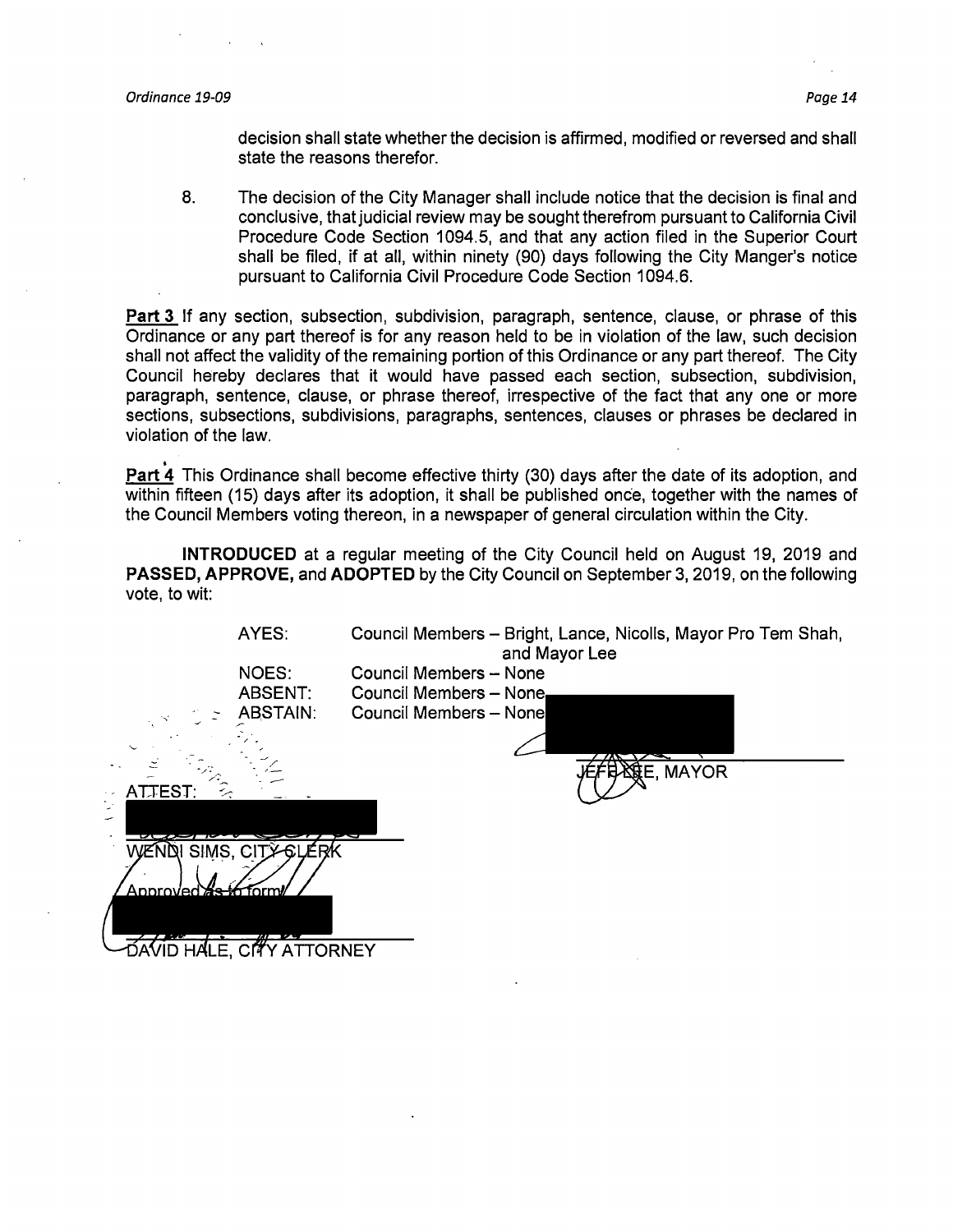decision shall state whether the decision is affirmed, modified or reversed and shall state the reasons therefor.

8. The decision of the City Manager shall include notice that the decision is final and conclusive, that judicial review may be sought therefrom pursuant to California Civil Procedure Code Section 1094.5, and that any action filed in the Superior Court shall be filed, if at all, within ninety (90) days following the City Manger's notice pursuant to California Civil Procedure Code Section 1094.6.

**Part 3** If any section, subsection, subdivision, paragraph, sentence, clause, or phrase of this Ordinance or any part thereof is for any reason held to be in violation of the law, such decision shall not affect the validity of the remaining portion of this Ordinance or any part thereof. The City Council hereby declares that it would have passed each section, subsection, subdivision, paragraph, sentence, clause, or phrase thereof, irrespective of the fact that any one or more sections, subsections, subdivisions, paragraphs, sentences, clauses or phrases be declared in violation of the law.

**Part 4** This Ordinance shall become effective thirty (30) days after the date of its adoption, and within fifteen (15) days after its adoption, it shall be published once, together with the names of the Council Members voting thereon, in a newspaper of general circulation within the City.

**INTRODUCED** at a regular meeting of the City Council held on August 19, 2019 and **PASSED, APPROVE,** and **ADOPTED** by the City Council on September 3, 2019, on the following vote, to wit:

AYES: Council Members – Bright, Lance, Nicolls, Mayor Pro Tem Shah, and Mayor Lee
NOES: Council Members – None
ABSENT: Council Members – None
ABSTAIN: Council Members – None

JEFF LEE, MAYOR

ATTEST:

WENDI SIMS, CITY CLERK

Approved as to form

DAVID HALE, CITY ATTORNEY